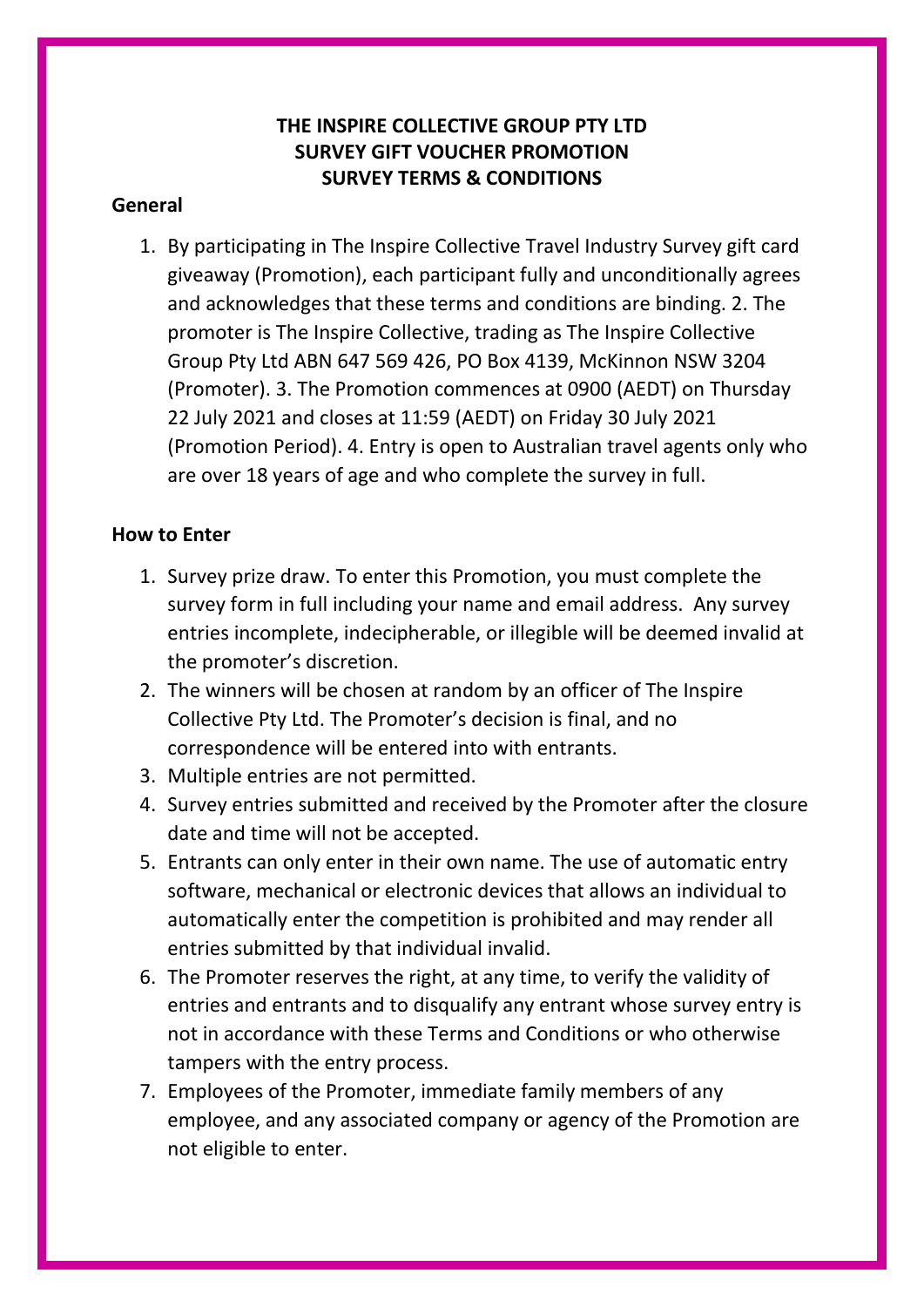**THE INSPIRE COLLECTIVE GROUP PTY LTD**
**SURVEY GIFT VOUCHER PROMOTION**
**SURVEY TERMS & CONDITIONS**

**General**

1. By participating in The Inspire Collective Travel Industry Survey gift card giveaway (Promotion), each participant fully and unconditionally agrees and acknowledges that these terms and conditions are binding. 2. The promoter is The Inspire Collective, trading as The Inspire Collective Group Pty Ltd ABN 647 569 426, PO Box 4139, McKinnon NSW 3204 (Promoter). 3. The Promotion commences at 0900 (AEDT) on Thursday 22 July 2021 and closes at 11:59 (AEDT) on Friday 30 July 2021 (Promotion Period). 4. Entry is open to Australian travel agents only who are over 18 years of age and who complete the survey in full.

**How to Enter**

1. Survey prize draw. To enter this Promotion, you must complete the survey form in full including your name and email address. Any survey entries incomplete, indecipherable, or illegible will be deemed invalid at the promoter's discretion.
2. The winners will be chosen at random by an officer of The Inspire Collective Pty Ltd. The Promoter's decision is final, and no correspondence will be entered into with entrants.
3. Multiple entries are not permitted.
4. Survey entries submitted and received by the Promoter after the closure date and time will not be accepted.
5. Entrants can only enter in their own name. The use of automatic entry software, mechanical or electronic devices that allows an individual to automatically enter the competition is prohibited and may render all entries submitted by that individual invalid.
6. The Promoter reserves the right, at any time, to verify the validity of entries and entrants and to disqualify any entrant whose survey entry is not in accordance with these Terms and Conditions or who otherwise tampers with the entry process.
7. Employees of the Promoter, immediate family members of any employee, and any associated company or agency of the Promotion are not eligible to enter.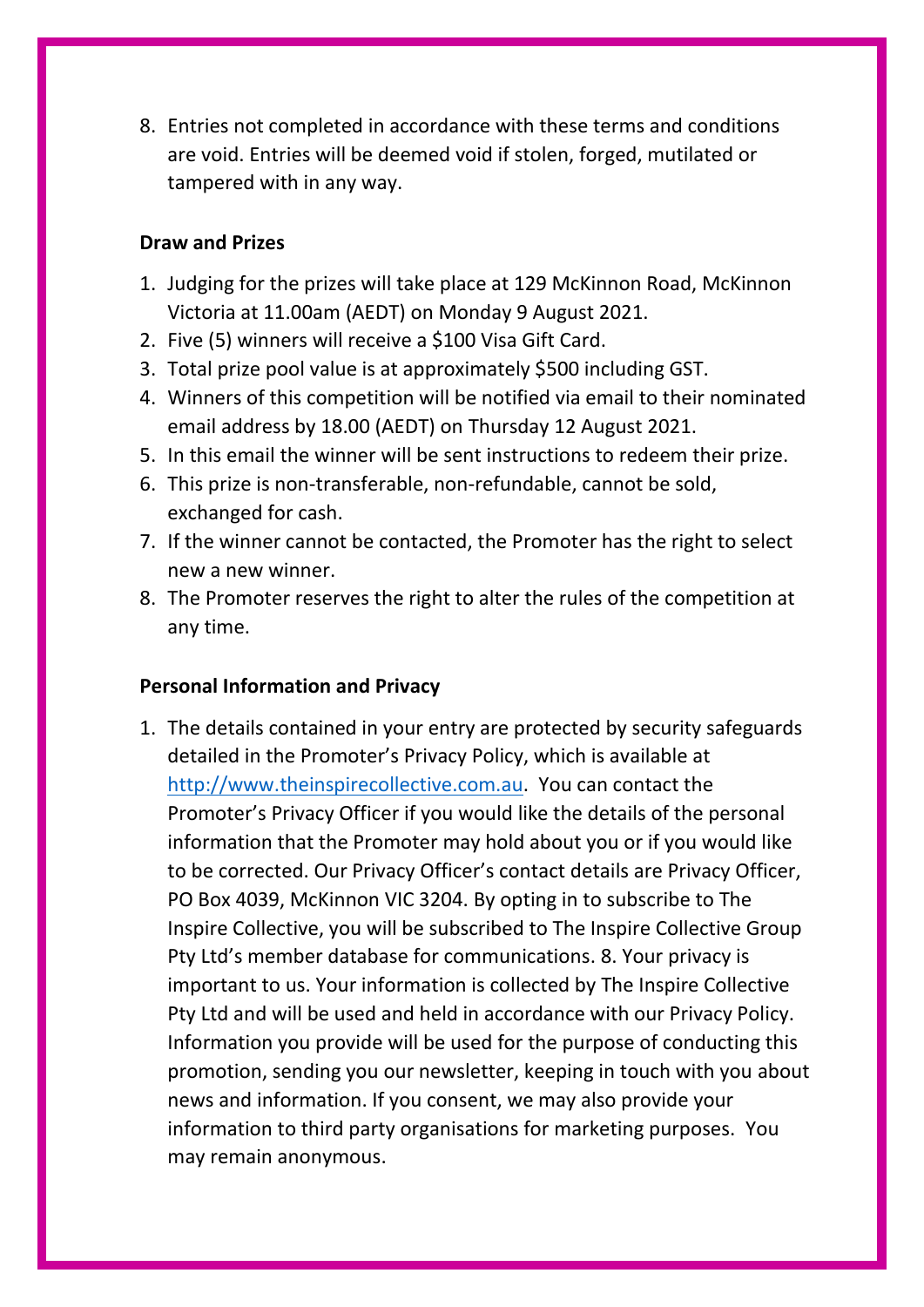8. Entries not completed in accordance with these terms and conditions are void. Entries will be deemed void if stolen, forged, mutilated or tampered with in any way.

**Draw and Prizes**

1. Judging for the prizes will take place at 129 McKinnon Road, McKinnon Victoria at 11.00am (AEDT) on Monday 9 August 2021.
2. Five (5) winners will receive a $100 Visa Gift Card.
3. Total prize pool value is at approximately $500 including GST.
4. Winners of this competition will be notified via email to their nominated email address by 18.00 (AEDT) on Thursday 12 August 2021.
5. In this email the winner will be sent instructions to redeem their prize.
6. This prize is non-transferable, non-refundable, cannot be sold, exchanged for cash.
7. If the winner cannot be contacted, the Promoter has the right to select new a new winner.
8. The Promoter reserves the right to alter the rules of the competition at any time.

**Personal Information and Privacy**

1. The details contained in your entry are protected by security safeguards detailed in the Promoter's Privacy Policy, which is available at [http://www.theinspirecollective.com.au](http://www.theinspirecollective.com.au). You can contact the Promoter's Privacy Officer if you would like the details of the personal information that the Promoter may hold about you or if you would like to be corrected. Our Privacy Officer's contact details are Privacy Officer, PO Box 4039, McKinnon VIC 3204. By opting in to subscribe to The Inspire Collective, you will be subscribed to The Inspire Collective Group Pty Ltd's member database for communications. 8. Your privacy is important to us. Your information is collected by The Inspire Collective Pty Ltd and will be used and held in accordance with our Privacy Policy. Information you provide will be used for the purpose of conducting this promotion, sending you our newsletter, keeping in touch with you about news and information. If you consent, we may also provide your information to third party organisations for marketing purposes. You may remain anonymous.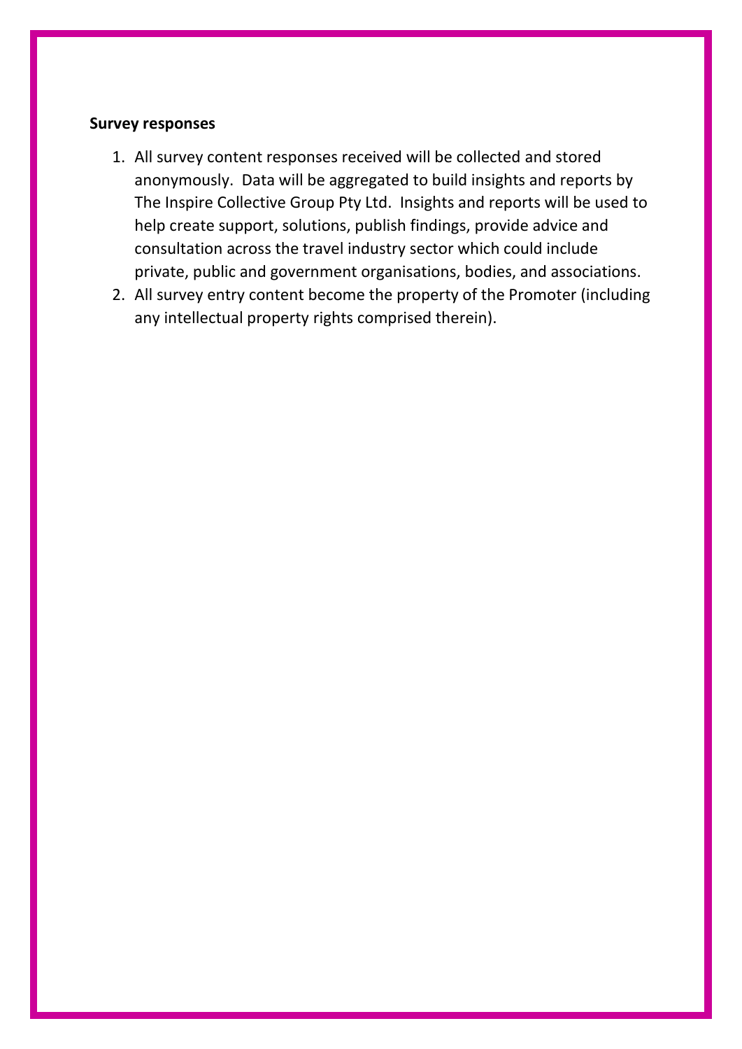**Survey responses**

1. All survey content responses received will be collected and stored anonymously. Data will be aggregated to build insights and reports by The Inspire Collective Group Pty Ltd. Insights and reports will be used to help create support, solutions, publish findings, provide advice and consultation across the travel industry sector which could include private, public and government organisations, bodies, and associations.
2. All survey entry content become the property of the Promoter (including any intellectual property rights comprised therein).